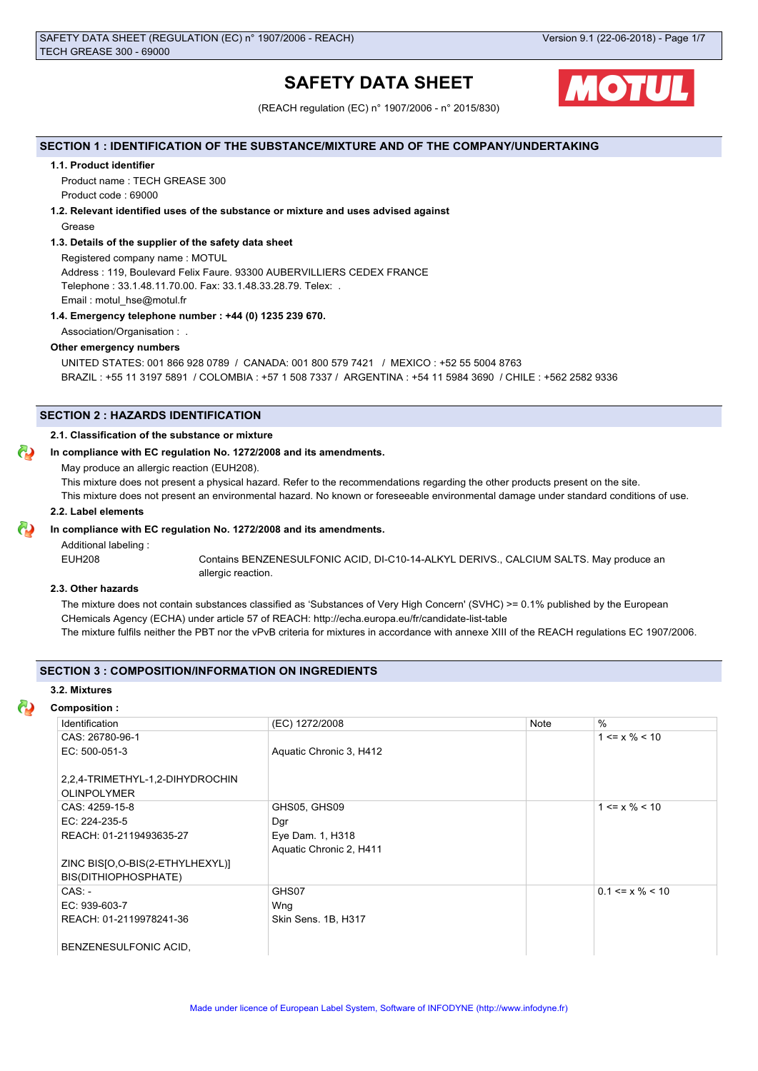# SAFETY DATA SHEET

(REACH regulation (EC) n° 1907/2006 - n° 2015/830)

## SECTION 1 : IDENTIFICATION OF THE SUBSTANCE/MIXTURE AND OF THE COMPANY/UNDERTAKING

### 1.1. Product identifier

Product name : TECH GREASE 300

Product code : 69000

### 1.2. Relevant identified uses of the substance or mixture and uses advised against

Grease

### 1.3. Details of the supplier of the safety data sheet

Registered company name : MOTUL

Address : 119, Boulevard Felix Faure. 93300 AUBERVILLIERS CEDEX FRANCE

Telephone : 33.1.48.11.70.00. Fax: 33.1.48.33.28.79. Telex: .

Email : motul_hse@motul.fr

### 1.4. Emergency telephone number : +44 (0) 1235 239 670.

Association/Organisation : .

**Other emergency numbers**

UNITED STATES: 001 866 928 0789 / CANADA: 001 800 579 7421 / MEXICO : +52 55 5004 8763

BRAZIL : +55 11 3197 5891 / COLOMBIA : +57 1 508 7337 / ARGENTINA : +54 11 5984 3690 / CHILE : +562 2582 9336

## SECTION 2 : HAZARDS IDENTIFICATION

### 2.1. Classification of the substance or mixture

**In compliance with EC regulation No. 1272/2008 and its amendments.**

May produce an allergic reaction (EUH208).

This mixture does not present a physical hazard. Refer to the recommendations regarding the other products present on the site.

This mixture does not present an environmental hazard. No known or foreseeable environmental damage under standard conditions of use.

### 2.2. Label elements

**In compliance with EC regulation No. 1272/2008 and its amendments.**

Additional labeling :

EUH208 Contains BENZENESULFONIC ACID, DI-C10-14-ALKYL DERIVS., CALCIUM SALTS. May produce an allergic reaction.

### 2.3. Other hazards

The mixture does not contain substances classified as 'Substances of Very High Concern' (SVHC) >= 0.1% published by the European CHemicals Agency (ECHA) under article 57 of REACH: http://echa.europa.eu/fr/candidate-list-table

The mixture fulfils neither the PBT nor the vPvB criteria for mixtures in accordance with annexe XIII of the REACH regulations EC 1907/2006.

## SECTION 3 : COMPOSITION/INFORMATION ON INGREDIENTS

### 3.2. Mixtures

**Composition :**

| Identification | (EC) 1272/2008 | Note | % |
|---|---|---|---|
| CAS: 26780-96-1<br>EC: 500-051-3<br><br>2,2,4-TRIMETHYL-1,2-DIHYDROCHINOLINPOLYMER | Aquatic Chronic 3, H412 | | 1 <= x % < 10 |
| CAS: 4259-15-8<br>EC: 224-235-5<br>REACH: 01-2119493635-27<br><br>ZINC BIS[O,O-BIS(2-ETHYLHEXYL)] BIS(DITHIOPHOSPHATE) | GHS05, GHS09<br>Dgr<br>Eye Dam. 1, H318<br>Aquatic Chronic 2, H411 | | 1 <= x % < 10 |
| CAS: -<br>EC: 939-603-7<br>REACH: 01-2119978241-36<br><br>BENZENESULFONIC ACID, | GHS07<br>Wng<br>Skin Sens. 1B, H317 | | 0.1 <= x % < 10 |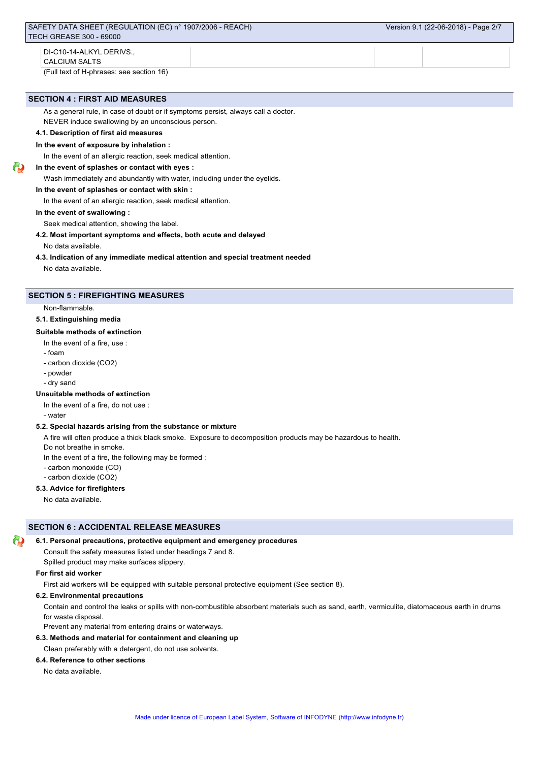| DI-C10-14-ALKYL DERIVS., CALCIUM SALTS | | | |
|---|---|---|---|

(Full text of H-phrases: see section 16)

## SECTION 4 : FIRST AID MEASURES

As a general rule, in case of doubt or if symptoms persist, always call a doctor.

NEVER induce swallowing by an unconscious person.

### 4.1. Description of first aid measures

**In the event of exposure by inhalation :**

In the event of an allergic reaction, seek medical attention.

**In the event of splashes or contact with eyes :**

Wash immediately and abundantly with water, including under the eyelids.

**In the event of splashes or contact with skin :**

In the event of an allergic reaction, seek medical attention.

**In the event of swallowing :**

Seek medical attention, showing the label.

### 4.2. Most important symptoms and effects, both acute and delayed

No data available.

### 4.3. Indication of any immediate medical attention and special treatment needed

No data available.

## SECTION 5 : FIREFIGHTING MEASURES

Non-flammable.

### 5.1. Extinguishing media

**Suitable methods of extinction**

In the event of a fire, use :

- foam
- carbon dioxide ($CO_2$)
- powder
- dry sand

**Unsuitable methods of extinction**

In the event of a fire, do not use :

- water

### 5.2. Special hazards arising from the substance or mixture

A fire will often produce a thick black smoke. Exposure to decomposition products may be hazardous to health.

Do not breathe in smoke.

In the event of a fire, the following may be formed :

- carbon monoxide (CO)
- carbon dioxide ($CO_2$)

### 5.3. Advice for firefighters

No data available.

## SECTION 6 : ACCIDENTAL RELEASE MEASURES

### 6.1. Personal precautions, protective equipment and emergency procedures

Consult the safety measures listed under headings 7 and 8.

Spilled product may make surfaces slippery.

**For first aid worker**

First aid workers will be equipped with suitable personal protective equipment (See section 8).

### 6.2. Environmental precautions

Contain and control the leaks or spills with non-combustible absorbent materials such as sand, earth, vermiculite, diatomaceous earth in drums for waste disposal.

Prevent any material from entering drains or waterways.

### 6.3. Methods and material for containment and cleaning up

Clean preferably with a detergent, do not use solvents.

### 6.4. Reference to other sections

No data available.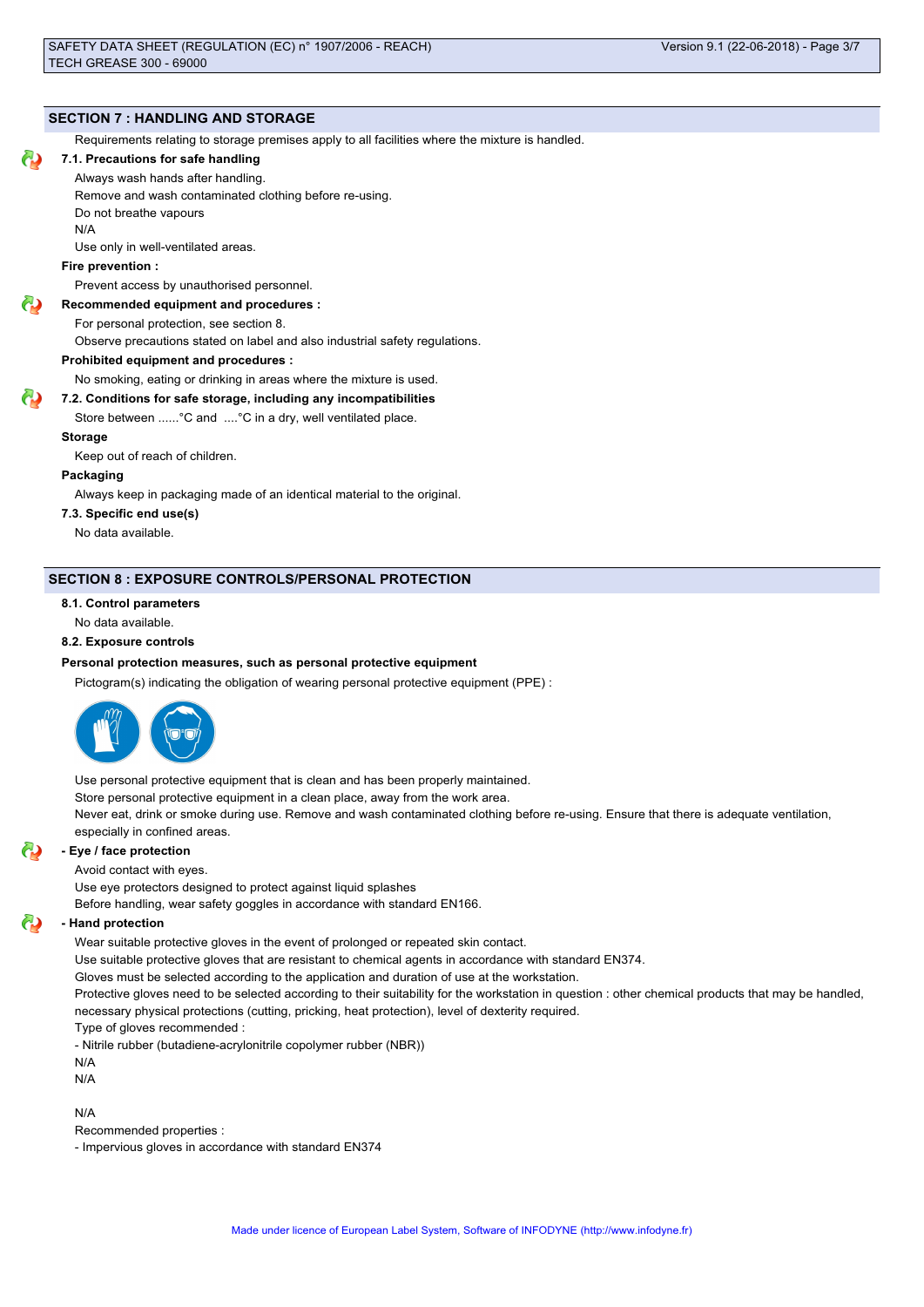## SECTION 7 : HANDLING AND STORAGE

Requirements relating to storage premises apply to all facilities where the mixture is handled.

### 7.1. Precautions for safe handling

Always wash hands after handling.

Remove and wash contaminated clothing before re-using.

Do not breathe vapours

N/A

Use only in well-ventilated areas.

**Fire prevention :**

Prevent access by unauthorised personnel.

**Recommended equipment and procedures :**

For personal protection, see section 8.

Observe precautions stated on label and also industrial safety regulations.

**Prohibited equipment and procedures :**

No smoking, eating or drinking in areas where the mixture is used.

### 7.2. Conditions for safe storage, including any incompatibilities

Store between ......°C and ....°C in a dry, well ventilated place.

**Storage**

Keep out of reach of children.

**Packaging**

Always keep in packaging made of an identical material to the original.

### 7.3. Specific end use(s)

No data available.

## SECTION 8 : EXPOSURE CONTROLS/PERSONAL PROTECTION

### 8.1. Control parameters

No data available.

### 8.2. Exposure controls

**Personal protection measures, such as personal protective equipment**

Pictogram(s) indicating the obligation of wearing personal protective equipment (PPE) :

Use personal protective equipment that is clean and has been properly maintained.

Store personal protective equipment in a clean place, away from the work area.

Never eat, drink or smoke during use. Remove and wash contaminated clothing before re-using. Ensure that there is adequate ventilation, especially in confined areas.

**- Eye / face protection**

Avoid contact with eyes.

Use eye protectors designed to protect against liquid splashes

Before handling, wear safety goggles in accordance with standard EN166.

**- Hand protection**

Wear suitable protective gloves in the event of prolonged or repeated skin contact.

Use suitable protective gloves that are resistant to chemical agents in accordance with standard EN374.

Gloves must be selected according to the application and duration of use at the workstation.

Protective gloves need to be selected according to their suitability for the workstation in question : other chemical products that may be handled, necessary physical protections (cutting, pricking, heat protection), level of dexterity required.

Type of gloves recommended :

- Nitrile rubber (butadiene-acrylonitrile copolymer rubber (NBR))

N/A

N/A

N/A

Recommended properties :

- Impervious gloves in accordance with standard EN374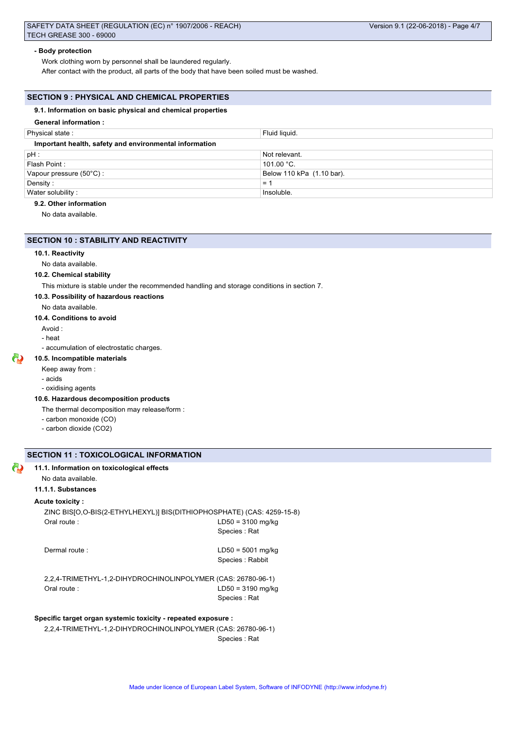#### - Body protection

Work clothing worn by personnel shall be laundered regularly.

After contact with the product, all parts of the body that have been soiled must be washed.

## SECTION 9 : PHYSICAL AND CHEMICAL PROPERTIES

### 9.1. Information on basic physical and chemical properties

**General information :**

| | |
|---|---|
| Physical state : | Fluid liquid. |

**Important health, safety and environmental information**

| | |
|---|---|
| pH : | Not relevant. |
| Flash Point : | 101.00 °C. |
| Vapour pressure (50°C) : | Below 110 kPa  (1.10 bar). |
| Density : | = 1 |
| Water solubility : | Insoluble. |

### 9.2. Other information

No data available.

## SECTION 10 : STABILITY AND REACTIVITY

### 10.1. Reactivity

No data available.

### 10.2. Chemical stability

This mixture is stable under the recommended handling and storage conditions in section 7.

### 10.3. Possibility of hazardous reactions

No data available.

### 10.4. Conditions to avoid

Avoid :

- heat
- accumulation of electrostatic charges.

### 10.5. Incompatible materials

Keep away from :

- acids
- oxidising agents

### 10.6. Hazardous decomposition products

The thermal decomposition may release/form :

- carbon monoxide (CO)
- carbon dioxide ($CO_2$)

## SECTION 11 : TOXICOLOGICAL INFORMATION

### 11.1. Information on toxicological effects

No data available.

#### 11.1.1. Substances

**Acute toxicity :**

ZINC BIS[O,O-BIS(2-ETHYLHEXYL)] BIS(DITHIOPHOSPHATE) (CAS: 4259-15-8)

| | |
|---|---|
| Oral route : | LD50 = 3100 mg/kg<br>Species : Rat |
| Dermal route : | LD50 = 5001 mg/kg<br>Species : Rabbit |

2,2,4-TRIMETHYL-1,2-DIHYDROCHINOLINPOLYMER (CAS: 26780-96-1)

| | |
|---|---|
| Oral route : | LD50 = 3190 mg/kg<br>Species : Rat |

**Specific target organ systemic toxicity - repeated exposure :**

2,2,4-TRIMETHYL-1,2-DIHYDROCHINOLINPOLYMER (CAS: 26780-96-1)

Species : Rat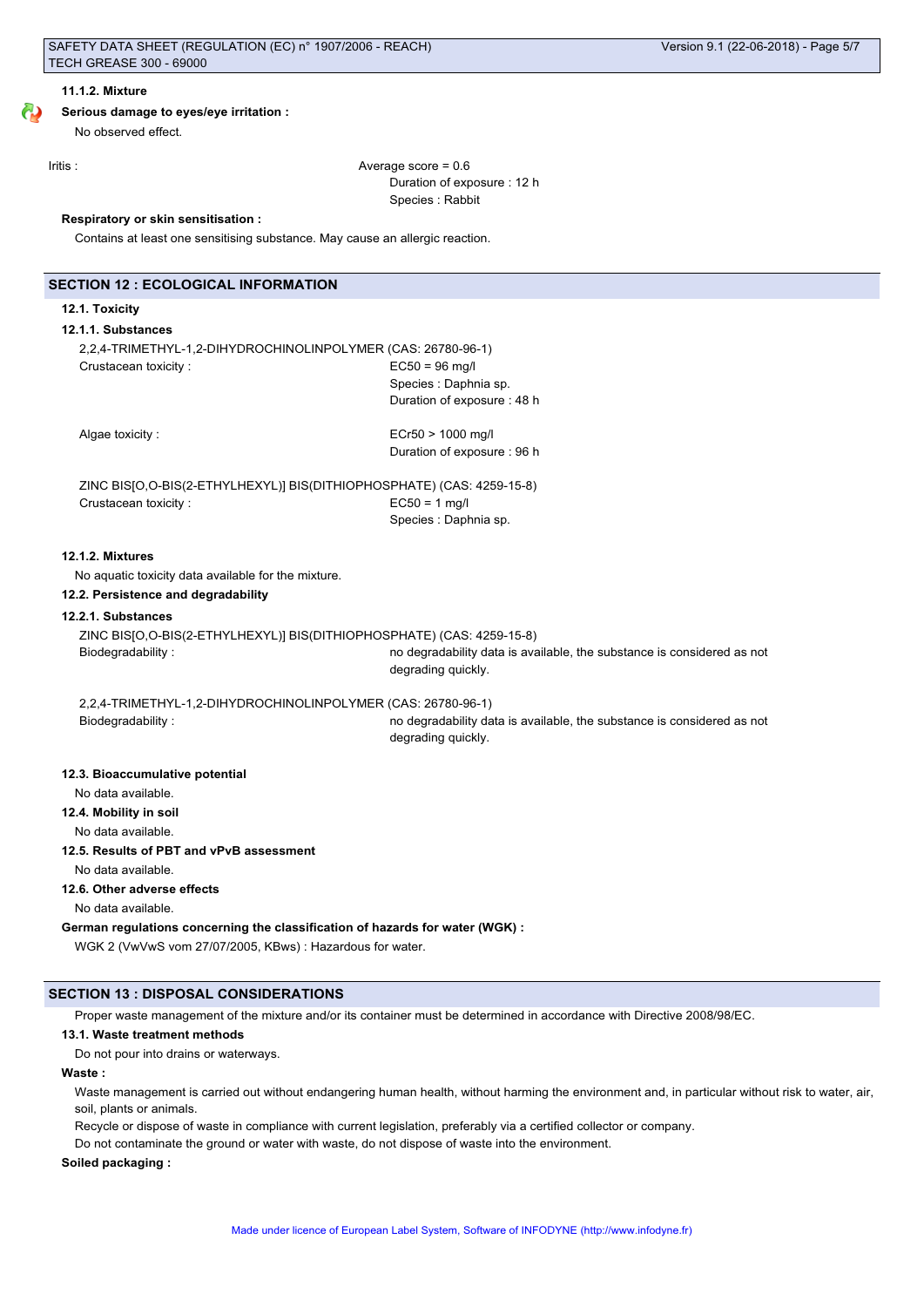#### 11.1.2. Mixture

**Serious damage to eyes/eye irritation :**

No observed effect.

Iritis : Average score = 0.6
Duration of exposure : 12 h
Species : Rabbit

**Respiratory or skin sensitisation :**

Contains at least one sensitising substance. May cause an allergic reaction.

## SECTION 12 : ECOLOGICAL INFORMATION

### 12.1. Toxicity

#### 12.1.1. Substances

2,2,4-TRIMETHYL-1,2-DIHYDROCHINOLINPOLYMER (CAS: 26780-96-1)

Crustacean toxicity : EC50 = 96 mg/l
Species : Daphnia sp.
Duration of exposure : 48 h

Algae toxicity : ECr50 > 1000 mg/l
Duration of exposure : 96 h

ZINC BIS[O,O-BIS(2-ETHYLHEXYL)] BIS(DITHIOPHOSPHATE) (CAS: 4259-15-8)

Crustacean toxicity : EC50 = 1 mg/l
Species : Daphnia sp.

#### 12.1.2. Mixtures

No aquatic toxicity data available for the mixture.

### 12.2. Persistence and degradability

#### 12.2.1. Substances

ZINC BIS[O,O-BIS(2-ETHYLHEXYL)] BIS(DITHIOPHOSPHATE) (CAS: 4259-15-8)

Biodegradability : no degradability data is available, the substance is considered as not degrading quickly.

2,2,4-TRIMETHYL-1,2-DIHYDROCHINOLINPOLYMER (CAS: 26780-96-1)

Biodegradability : no degradability data is available, the substance is considered as not degrading quickly.

### 12.3. Bioaccumulative potential

No data available.

### 12.4. Mobility in soil

No data available.

### 12.5. Results of PBT and vPvB assessment

No data available.

### 12.6. Other adverse effects

No data available.

**German regulations concerning the classification of hazards for water (WGK) :**

WGK 2 (VwVwS vom 27/07/2005, KBws) : Hazardous for water.

## SECTION 13 : DISPOSAL CONSIDERATIONS

Proper waste management of the mixture and/or its container must be determined in accordance with Directive 2008/98/EC.

### 13.1. Waste treatment methods

Do not pour into drains or waterways.

**Waste :**

Waste management is carried out without endangering human health, without harming the environment and, in particular without risk to water, air, soil, plants or animals.

Recycle or dispose of waste in compliance with current legislation, preferably via a certified collector or company.

Do not contaminate the ground or water with waste, do not dispose of waste into the environment.

**Soiled packaging :**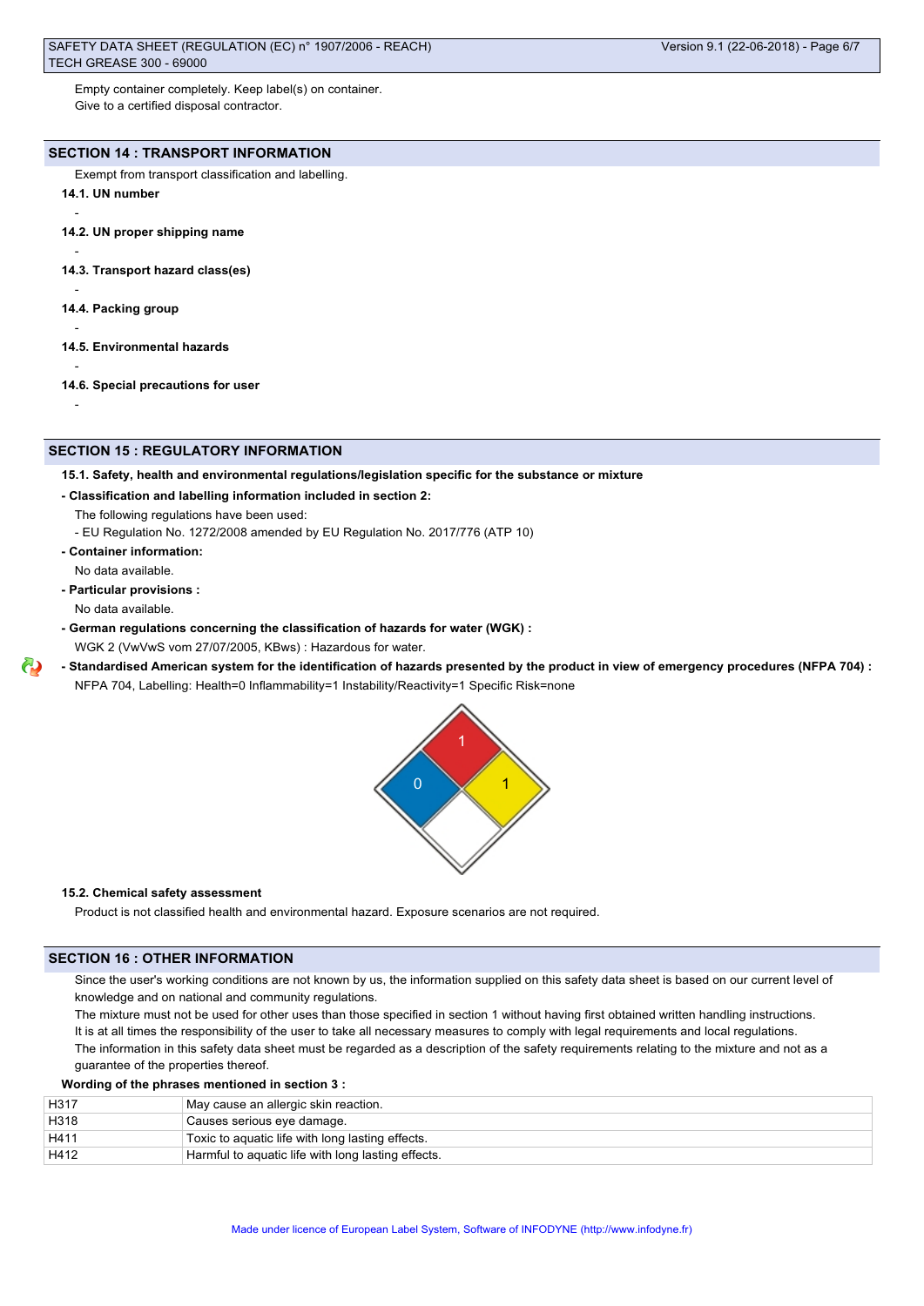Empty container completely. Keep label(s) on container.
Give to a certified disposal contractor.

## SECTION 14 : TRANSPORT INFORMATION

Exempt from transport classification and labelling.

**14.1. UN number**

-

**14.2. UN proper shipping name**

-

**14.3. Transport hazard class(es)**

-

**14.4. Packing group**

-

**14.5. Environmental hazards**

-

**14.6. Special precautions for user**

-

## SECTION 15 : REGULATORY INFORMATION

**15.1. Safety, health and environmental regulations/legislation specific for the substance or mixture**

**- Classification and labelling information included in section 2:**

The following regulations have been used:

- EU Regulation No. 1272/2008 amended by EU Regulation No. 2017/776 (ATP 10)

**- Container information:**

No data available.

**- Particular provisions :**

No data available.

**- German regulations concerning the classification of hazards for water (WGK) :**

WGK 2 (VwVwS vom 27/07/2005, KBws) : Hazardous for water.

**- Standardised American system for the identification of hazards presented by the product in view of emergency procedures (NFPA 704) :**

NFPA 704, Labelling: Health=0 Inflammability=1 Instability/Reactivity=1 Specific Risk=none

**15.2. Chemical safety assessment**

Product is not classified health and environmental hazard. Exposure scenarios are not required.

## SECTION 16 : OTHER INFORMATION

Since the user's working conditions are not known by us, the information supplied on this safety data sheet is based on our current level of knowledge and on national and community regulations.
The mixture must not be used for other uses than those specified in section 1 without having first obtained written handling instructions.
It is at all times the responsibility of the user to take all necessary measures to comply with legal requirements and local regulations.
The information in this safety data sheet must be regarded as a description of the safety requirements relating to the mixture and not as a guarantee of the properties thereof.

**Wording of the phrases mentioned in section 3 :**

| | |
|---|---|
| H317 | May cause an allergic skin reaction. |
| H318 | Causes serious eye damage. |
| H411 | Toxic to aquatic life with long lasting effects. |
| H412 | Harmful to aquatic life with long lasting effects. |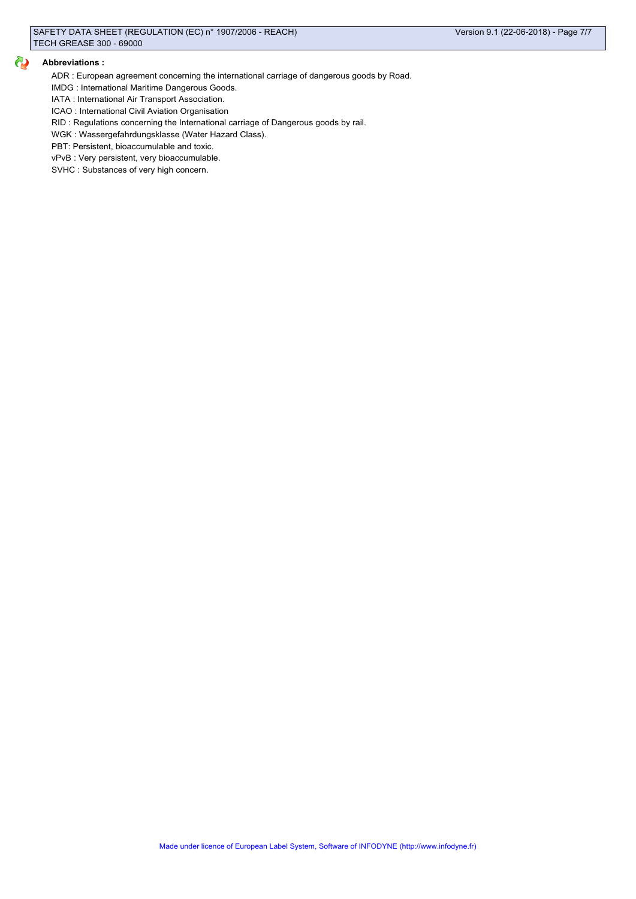**Abbreviations :**

ADR : European agreement concerning the international carriage of dangerous goods by Road.

IMDG : International Maritime Dangerous Goods.

IATA : International Air Transport Association.

ICAO : International Civil Aviation Organisation

RID : Regulations concerning the International carriage of Dangerous goods by rail.

WGK : Wassergefahrdungsklasse (Water Hazard Class).

PBT: Persistent, bioaccumulable and toxic.

vPvB : Very persistent, very bioaccumulable.

SVHC : Substances of very high concern.